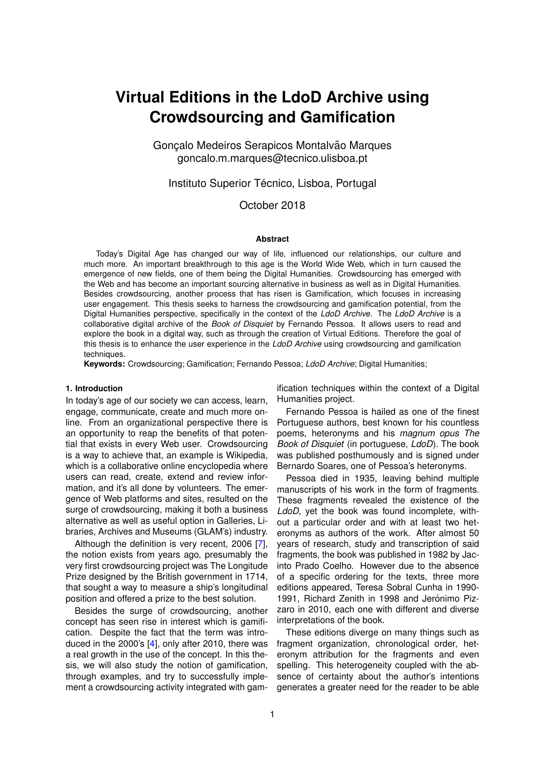# Virtual Editions in the LdoD Archive using Crowdsourcing and Gamification

Gonçalo Medeiros Serapicos Montalvão Marques
goncalo.m.marques@tecnico.ulisboa.pt

Instituto Superior Técnico, Lisboa, Portugal

October 2018

### Abstract

Today's Digital Age has changed our way of life, influenced our relationships, our culture and much more. An important breakthrough to this age is the World Wide Web, which in turn caused the emergence of new fields, one of them being the Digital Humanities. Crowdsourcing has emerged with the Web and has become an important sourcing alternative in business as well as in Digital Humanities. Besides crowdsourcing, another process that has risen is Gamification, which focuses in increasing user engagement. This thesis seeks to harness the crowdsourcing and gamification potential, from the Digital Humanities perspective, specifically in the context of the *LdoD Archive.* The *LdoD Archive* is a collaborative digital archive of the *Book of Disquiet* by Fernando Pessoa. It allows users to read and explore the book in a digital way, such as through the creation of Virtual Editions. Therefore the goal of this thesis is to enhance the user experience in the *LdoD Archive* using crowdsourcing and gamification techniques.

**Keywords:** Crowdsourcing; Gamification; Fernando Pessoa; *LdoD Archive*; Digital Humanities;

## 1. Introduction

In today's age of our society we can access, learn, engage, communicate, create and much more online. From an organizational perspective there is an opportunity to reap the benefits of that potential that exists in every Web user. Crowdsourcing is a way to achieve that, an example is Wikipedia, which is a collaborative online encyclopedia where users can read, create, extend and review information, and it's all done by volunteers. The emergence of Web platforms and sites, resulted on the surge of crowdsourcing, making it both a business alternative as well as useful option in Galleries, Libraries, Archives and Museums (GLAM's) industry.

Although the definition is very recent, 2006 [7], the notion exists from years ago, presumably the very first crowdsourcing project was The Longitude Prize designed by the British government in 1714, that sought a way to measure a ship's longitudinal position and offered a prize to the best solution.

Besides the surge of crowdsourcing, another concept has seen rise in interest which is gamification. Despite the fact that the term was introduced in the 2000's [4], only after 2010, there was a real growth in the use of the concept. In this thesis, we will also study the notion of gamification, through examples, and try to successfully implement a crowdsourcing activity integrated with gamification techniques within the context of a Digital Humanities project.

Fernando Pessoa is hailed as one of the finest Portuguese authors, best known for his countless poems, heteronyms and his *magnum opus The Book of Disquiet* (in portuguese, *LdoD*). The book was published posthumously and is signed under Bernardo Soares, one of Pessoa's heteronyms.

Pessoa died in 1935, leaving behind multiple manuscripts of his work in the form of fragments. These fragments revealed the existence of the *LdoD*, yet the book was found incomplete, without a particular order and with at least two heteronyms as authors of the work. After almost 50 years of research, study and transcription of said fragments, the book was published in 1982 by Jacinto Prado Coelho. However due to the absence of a specific ordering for the texts, three more editions appeared, Teresa Sobral Cunha in 1990-1991, Richard Zenith in 1998 and Jerónimo Pizzaro in 2010, each one with different and diverse interpretations of the book.

These editions diverge on many things such as fragment organization, chronological order, heteronym attribution for the fragments and even spelling. This heterogeneity coupled with the absence of certainty about the author's intentions generates a greater need for the reader to be able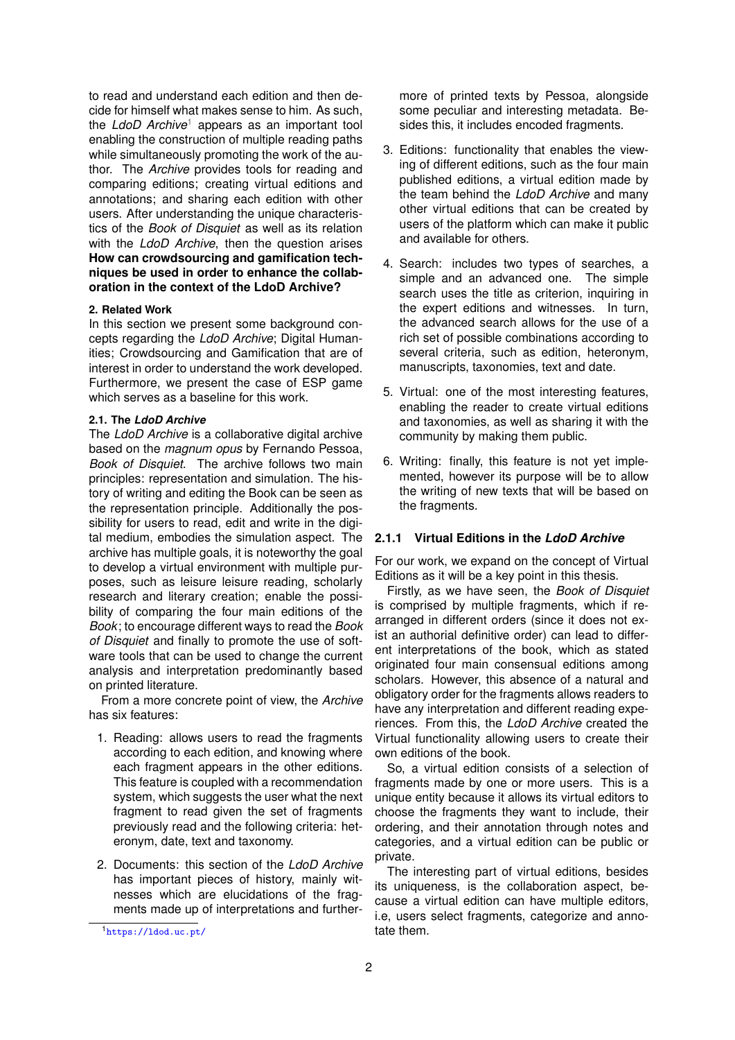to read and understand each edition and then decide for himself what makes sense to him. As such, the *LdoD Archive*[1] appears as an important tool enabling the construction of multiple reading paths while simultaneously promoting the work of the author. The *Archive* provides tools for reading and comparing editions; creating virtual editions and annotations; and sharing each edition with other users. After understanding the unique characteristics of the *Book of Disquiet* as well as its relation with the *LdoD Archive*, then the question arises **How can crowdsourcing and gamification techniques be used in order to enhance the collaboration in the context of the LdoD Archive?**

#### 2. Related Work

In this section we present some background concepts regarding the *LdoD Archive*; Digital Humanities; Crowdsourcing and Gamification that are of interest in order to understand the work developed. Furthermore, we present the case of ESP game which serves as a baseline for this work.

#### 2.1. The *LdoD Archive*

The *LdoD Archive* is a collaborative digital archive based on the *magnum opus* by Fernando Pessoa, *Book of Disquiet*. The archive follows two main principles: representation and simulation. The history of writing and editing the Book can be seen as the representation principle. Additionally the possibility for users to read, edit and write in the digital medium, embodies the simulation aspect. The archive has multiple goals, it is noteworthy the goal to develop a virtual environment with multiple purposes, such as leisure leisure reading, scholarly research and literary creation; enable the possibility of comparing the four main editions of the *Book*; to encourage different ways to read the *Book of Disquiet* and finally to promote the use of software tools that can be used to change the current analysis and interpretation predominantly based on printed literature.

From a more concrete point of view, the *Archive* has six features:

1. Reading: allows users to read the fragments according to each edition, and knowing where each fragment appears in the other editions. This feature is coupled with a recommendation system, which suggests the user what the next fragment to read given the set of fragments previously read and the following criteria: heteronym, date, text and taxonomy.
2. Documents: this section of the *LdoD Archive* has important pieces of history, mainly witnesses which are elucidations of the fragments made up of interpretations and furthermore of printed texts by Pessoa, alongside some peculiar and interesting metadata. Besides this, it includes encoded fragments.
3. Editions: functionality that enables the viewing of different editions, such as the four main published editions, a virtual edition made by the team behind the *LdoD Archive* and many other virtual editions that can be created by users of the platform which can make it public and available for others.
4. Search: includes two types of searches, a simple and an advanced one. The simple search uses the title as criterion, inquiring in the expert editions and witnesses. In turn, the advanced search allows for the use of a rich set of possible combinations according to several criteria, such as edition, heteronym, manuscripts, taxonomies, text and date.
5. Virtual: one of the most interesting features, enabling the reader to create virtual editions and taxonomies, as well as sharing it with the community by making them public.
6. Writing: finally, this feature is not yet implemented, however its purpose will be to allow the writing of new texts that will be based on the fragments.

### 2.1.1 Virtual Editions in the *LdoD Archive*

For our work, we expand on the concept of Virtual Editions as it will be a key point in this thesis.

Firstly, as we have seen, the *Book of Disquiet* is comprised by multiple fragments, which if rearranged in different orders (since it does not exist an authorial definitive order) can lead to different interpretations of the book, which as stated originated four main consensual editions among scholars. However, this absence of a natural and obligatory order for the fragments allows readers to have any interpretation and different reading experiences. From this, the *LdoD Archive* created the Virtual functionality allowing users to create their own editions of the book.

So, a virtual edition consists of a selection of fragments made by one or more users. This is a unique entity because it allows its virtual editors to choose the fragments they want to include, their ordering, and their annotation through notes and categories, and a virtual edition can be public or private.

The interesting part of virtual editions, besides its uniqueness, is the collaboration aspect, because a virtual edition can have multiple editors, i.e, users select fragments, categorize and annotate them.

[1] https://ldod.uc.pt/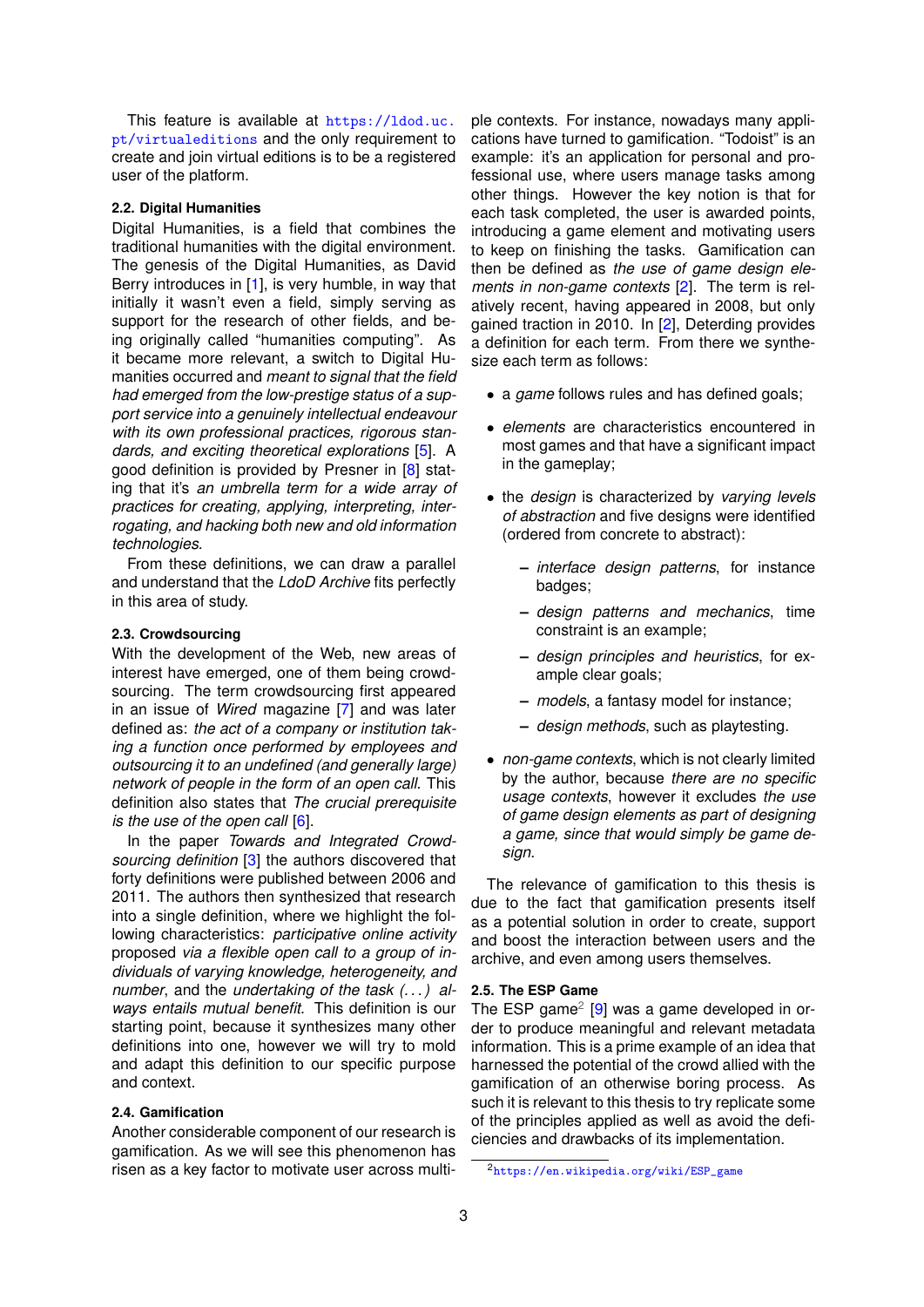This feature is available at https://ldod.uc.pt/virtualeditions and the only requirement to create and join virtual editions is to be a registered user of the platform.

### 2.2. Digital Humanities

Digital Humanities, is a field that combines the traditional humanities with the digital environment. The genesis of the Digital Humanities, as David Berry introduces in [1], is very humble, in way that initially it wasn't even a field, simply serving as support for the research of other fields, and being originally called "humanities computing". As it became more relevant, a switch to Digital Humanities occurred and *meant to signal that the field had emerged from the low-prestige status of a support service into a genuinely intellectual endeavour with its own professional practices, rigorous standards, and exciting theoretical explorations* [5]. A good definition is provided by Presner in [8] stating that it's *an umbrella term for a wide array of practices for creating, applying, interpreting, interrogating, and hacking both new and old information technologies*.

From these definitions, we can draw a parallel and understand that the *LdoD Archive* fits perfectly in this area of study.

### 2.3. Crowdsourcing

With the development of the Web, new areas of interest have emerged, one of them being crowdsourcing. The term crowdsourcing first appeared in an issue of *Wired* magazine [7] and was later defined as: *the act of a company or institution taking a function once performed by employees and outsourcing it to an undefined (and generally large) network of people in the form of an open call*. This definition also states that *The crucial prerequisite is the use of the open call* [6].

In the paper *Towards and Integrated Crowdsourcing definition* [3] the authors discovered that forty definitions were published between 2006 and 2011. The authors then synthesized that research into a single definition, where we highlight the following characteristics: *participative online activity* proposed *via a flexible open call to a group of individuals of varying knowledge, heterogeneity, and number*, and the *undertaking of the task (...) always entails mutual benefit*. This definition is our starting point, because it synthesizes many other definitions into one, however we will try to mold and adapt this definition to our specific purpose and context.

### 2.4. Gamification

Another considerable component of our research is gamification. As we will see this phenomenon has risen as a key factor to motivate user across multiple contexts. For instance, nowadays many applications have turned to gamification. "Todoist" is an example: it's an application for personal and professional use, where users manage tasks among other things. However the key notion is that for each task completed, the user is awarded points, introducing a game element and motivating users to keep on finishing the tasks. Gamification can then be defined as *the use of game design elements in non-game contexts* [2]. The term is relatively recent, having appeared in 2008, but only gained traction in 2010. In [2], Deterding provides a definition for each term. From there we synthesize each term as follows:

- a *game* follows rules and has defined goals;
- *elements* are characteristics encountered in most games and that have a significant impact in the gameplay;
- the *design* is characterized by *varying levels of abstraction* and five designs were identified (ordered from concrete to abstract):
  - *interface design patterns*, for instance badges;
  - *design patterns and mechanics*, time constraint is an example;
  - *design principles and heuristics*, for example clear goals;
  - *models*, a fantasy model for instance;
  - *design methods*, such as playtesting.
- *non-game contexts*, which is not clearly limited by the author, because *there are no specific usage contexts*, however it excludes *the use of game design elements as part of designing a game, since that would simply be game design*.

The relevance of gamification to this thesis is due to the fact that gamification presents itself as a potential solution in order to create, support and boost the interaction between users and the archive, and even among users themselves.

### 2.5. The ESP Game

The ESP game[2] [9] was a game developed in order to produce meaningful and relevant metadata information. This is a prime example of an idea that harnessed the potential of the crowd allied with the gamification of an otherwise boring process. As such it is relevant to this thesis to try replicate some of the principles applied as well as avoid the deficiencies and drawbacks of its implementation.

[2] https://en.wikipedia.org/wiki/ESP_game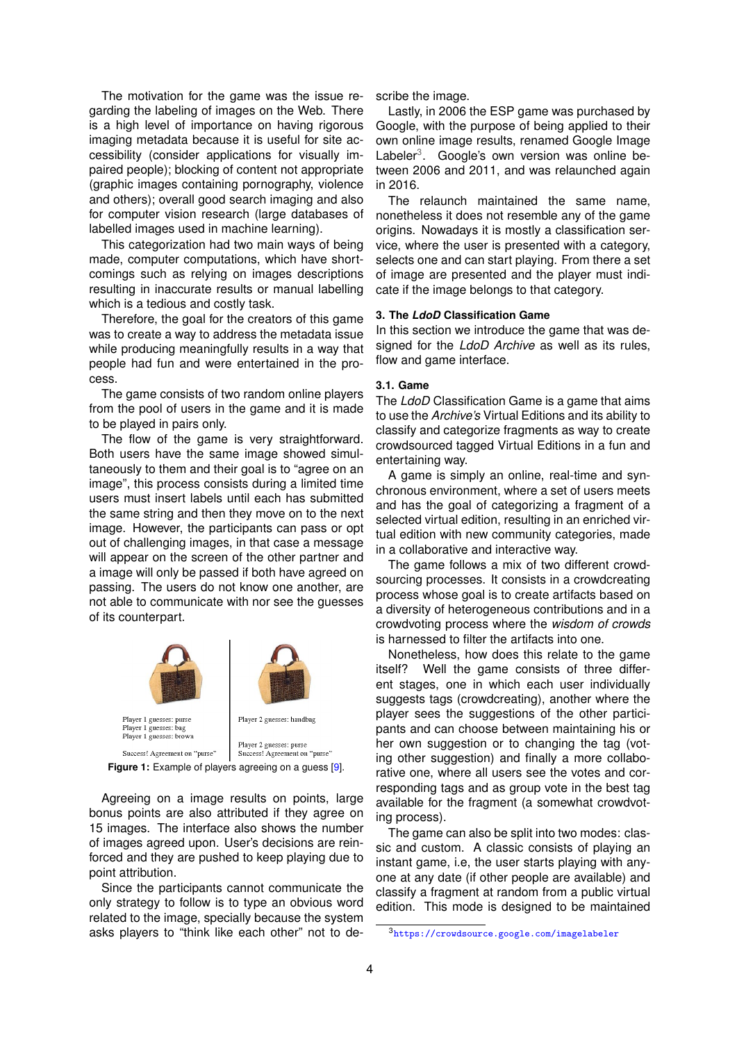The motivation for the game was the issue regarding the labeling of images on the Web. There is a high level of importance on having rigorous imaging metadata because it is useful for site accessibility (consider applications for visually impaired people); blocking of content not appropriate (graphic images containing pornography, violence and others); overall good search imaging and also for computer vision research (large databases of labelled images used in machine learning).

This categorization had two main ways of being made, computer computations, which have shortcomings such as relying on images descriptions resulting in inaccurate results or manual labelling which is a tedious and costly task.

Therefore, the goal for the creators of this game was to create a way to address the metadata issue while producing meaningfully results in a way that people had fun and were entertained in the process.

The game consists of two random online players from the pool of users in the game and it is made to be played in pairs only.

The flow of the game is very straightforward. Both users have the same image showed simultaneously to them and their goal is to "agree on an image", this process consists during a limited time users must insert labels until each has submitted the same string and then they move on to the next image. However, the participants can pass or opt out of challenging images, in that case a message will appear on the screen of the other partner and a image will only be passed if both have agreed on passing. The users do not know one another, are not able to communicate with nor see the guesses of its counterpart.

Player 1 guesses: purse
Player 1 guesses: bag
Player 1 guesses: brown

Success! Agreement on "purse"

Player 2 guesses: handbag

Player 2 guesses: purse
Success! Agreement on "purse"

**Figure 1:** Example of players agreeing on a guess [9].

Agreeing on a image results on points, large bonus points are also attributed if they agree on 15 images. The interface also shows the number of images agreed upon. User's decisions are reinforced and they are pushed to keep playing due to point attribution.

Since the participants cannot communicate the only strategy to follow is to type an obvious word related to the image, specially because the system asks players to "think like each other" not to describe the image.

Lastly, in 2006 the ESP game was purchased by Google, with the purpose of being applied to their own online image results, renamed Google Image Labeler[3]. Google's own version was online between 2006 and 2011, and was relaunched again in 2016.

The relaunch maintained the same name, nonetheless it does not resemble any of the game origins. Nowadays it is mostly a classification service, where the user is presented with a category, selects one and can start playing. From there a set of image are presented and the player must indicate if the image belongs to that category.

### 3. The *LdoD* Classification Game

In this section we introduce the game that was designed for the *LdoD Archive* as well as its rules, flow and game interface.

#### 3.1. Game

The *LdoD* Classification Game is a game that aims to use the *Archive's* Virtual Editions and its ability to classify and categorize fragments as way to create crowdsourced tagged Virtual Editions in a fun and entertaining way.

A game is simply an online, real-time and synchronous environment, where a set of users meets and has the goal of categorizing a fragment of a selected virtual edition, resulting in an enriched virtual edition with new community categories, made in a collaborative and interactive way.

The game follows a mix of two different crowdsourcing processes. It consists in a crowdcreating process whose goal is to create artifacts based on a diversity of heterogeneous contributions and in a crowdvoting process where the *wisdom of crowds* is harnessed to filter the artifacts into one.

Nonetheless, how does this relate to the game itself? Well the game consists of three different stages, one in which each user individually suggests tags (crowdcreating), another where the player sees the suggestions of the other participants and can choose between maintaining his or her own suggestion or to changing the tag (voting other suggestion) and finally a more collaborative one, where all users see the votes and corresponding tags and as group vote in the best tag available for the fragment (a somewhat crowdvoting process).

The game can also be split into two modes: classic and custom. A classic consists of playing an instant game, i.e, the user starts playing with anyone at any date (if other people are available) and classify a fragment at random from a public virtual edition. This mode is designed to be maintained

[3] https://crowdsource.google.com/imagelabeler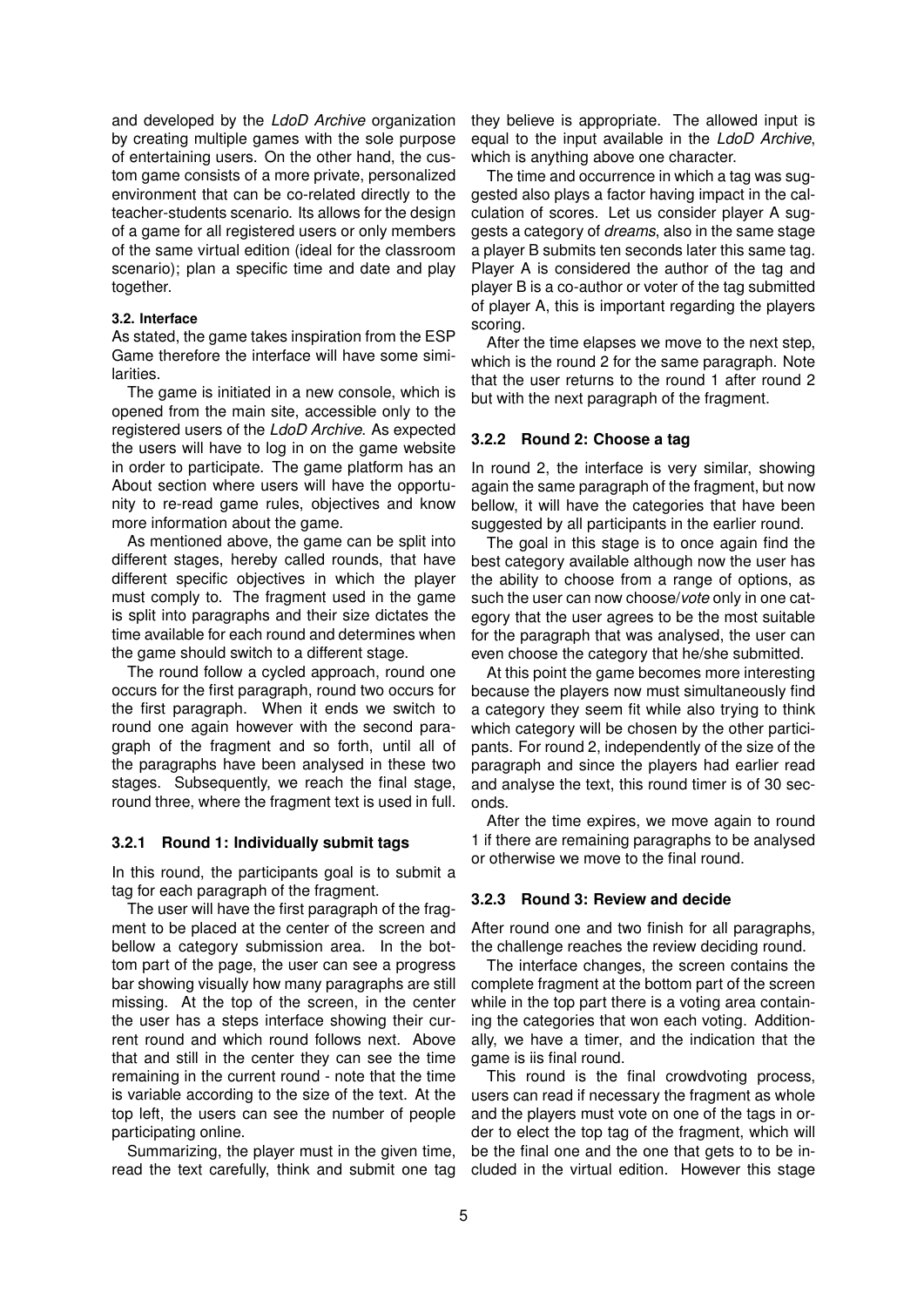and developed by the *LdoD Archive* organization by creating multiple games with the sole purpose of entertaining users. On the other hand, the custom game consists of a more private, personalized environment that can be co-related directly to the teacher-students scenario. Its allows for the design of a game for all registered users or only members of the same virtual edition (ideal for the classroom scenario); plan a specific time and date and play together.

### 3.2. Interface

As stated, the game takes inspiration from the ESP Game therefore the interface will have some similarities.

The game is initiated in a new console, which is opened from the main site, accessible only to the registered users of the *LdoD Archive*. As expected the users will have to log in on the game website in order to participate. The game platform has an About section where users will have the opportunity to re-read game rules, objectives and know more information about the game.

As mentioned above, the game can be split into different stages, hereby called rounds, that have different specific objectives in which the player must comply to. The fragment used in the game is split into paragraphs and their size dictates the time available for each round and determines when the game should switch to a different stage.

The round follow a cycled approach, round one occurs for the first paragraph, round two occurs for the first paragraph. When it ends we switch to round one again however with the second paragraph of the fragment and so forth, until all of the paragraphs have been analysed in these two stages. Subsequently, we reach the final stage, round three, where the fragment text is used in full.

#### 3.2.1 Round 1: Individually submit tags

In this round, the participants goal is to submit a tag for each paragraph of the fragment.

The user will have the first paragraph of the fragment to be placed at the center of the screen and bellow a category submission area. In the bottom part of the page, the user can see a progress bar showing visually how many paragraphs are still missing. At the top of the screen, in the center the user has a steps interface showing their current round and which round follows next. Above that and still in the center they can see the time remaining in the current round - note that the time is variable according to the size of the text. At the top left, the users can see the number of people participating online.

Summarizing, the player must in the given time, read the text carefully, think and submit one tag they believe is appropriate. The allowed input is equal to the input available in the *LdoD Archive*, which is anything above one character.

The time and occurrence in which a tag was suggested also plays a factor having impact in the calculation of scores. Let us consider player A suggests a category of *dreams*, also in the same stage a player B submits ten seconds later this same tag. Player A is considered the author of the tag and player B is a co-author or voter of the tag submitted of player A, this is important regarding the players scoring.

After the time elapses we move to the next step, which is the round 2 for the same paragraph. Note that the user returns to the round 1 after round 2 but with the next paragraph of the fragment.

#### 3.2.2 Round 2: Choose a tag

In round 2, the interface is very similar, showing again the same paragraph of the fragment, but now bellow, it will have the categories that have been suggested by all participants in the earlier round.

The goal in this stage is to once again find the best category available although now the user has the ability to choose from a range of options, as such the user can now choose/*vote* only in one category that the user agrees to be the most suitable for the paragraph that was analysed, the user can even choose the category that he/she submitted.

At this point the game becomes more interesting because the players now must simultaneously find a category they seem fit while also trying to think which category will be chosen by the other participants. For round 2, independently of the size of the paragraph and since the players had earlier read and analyse the text, this round timer is of 30 seconds.

After the time expires, we move again to round 1 if there are remaining paragraphs to be analysed or otherwise we move to the final round.

#### 3.2.3 Round 3: Review and decide

After round one and two finish for all paragraphs, the challenge reaches the review deciding round.

The interface changes, the screen contains the complete fragment at the bottom part of the screen while in the top part there is a voting area containing the categories that won each voting. Additionally, we have a timer, and the indication that the game is iis final round.

This round is the final crowdvoting process, users can read if necessary the fragment as whole and the players must vote on one of the tags in order to elect the top tag of the fragment, which will be the final one and the one that gets to to be included in the virtual edition. However this stage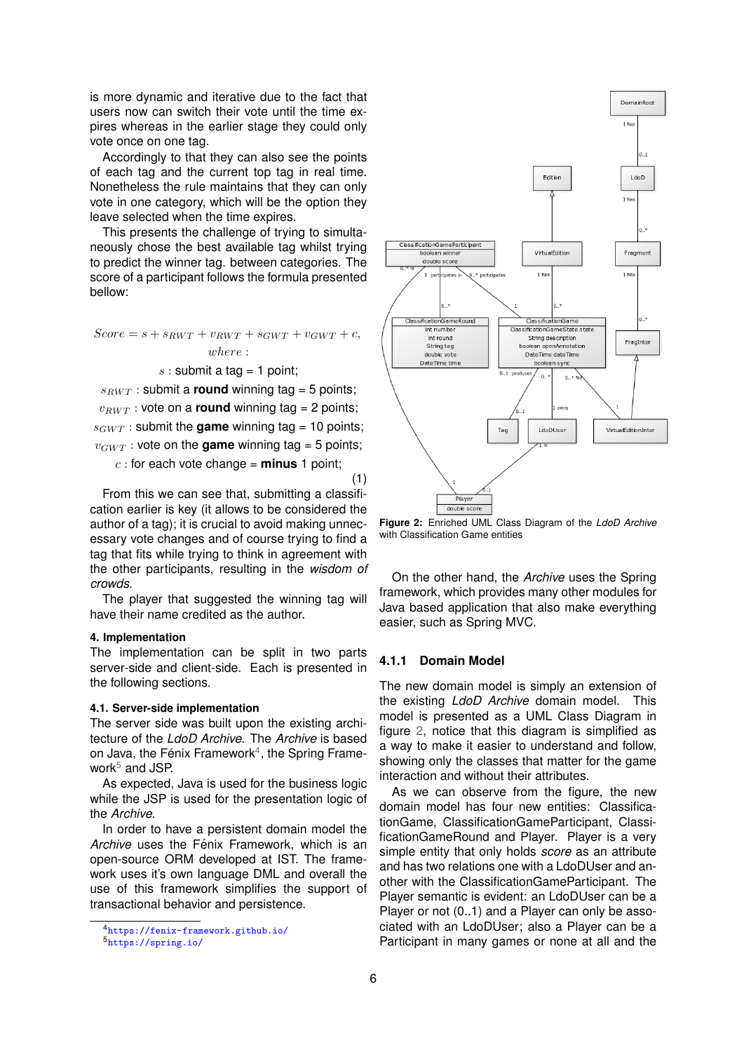is more dynamic and iterative due to the fact that users now can switch their vote until the time expires whereas in the earlier stage they could only vote once on one tag.

Accordingly to that they can also see the points of each tag and the current top tag in real time. Nonetheless the rule maintains that they can only vote in one category, which will be the option they leave selected when the time expires.

This presents the challenge of trying to simultaneously chose the best available tag whilst trying to predict the winner tag. between categories. The score of a participant follows the formula presented bellow:

$$Score = s + s_{RWT} + v_{RWT} + s_{GWT} + v_{GWT} + c,$$

*where :*

$s$ : submit a tag = 1 point;

$s_{RWT}$ : submit a **round** winning tag = 5 points;

$v_{RWT}$ : vote on a **round** winning tag = 2 points;

$s_{GWT}$ : submit the **game** winning tag = 10 points;

$v_{GWT}$ : vote on the **game** winning tag = 5 points;

$c$ : for each vote change = **minus** 1 point;

(1)

From this we can see that, submitting a classification earlier is key (it allows to be considered the author of a tag); it is crucial to avoid making unnecessary vote changes and of course trying to find a tag that fits while trying to think in agreement with the other participants, resulting in the *wisdom of crowds*.

The player that suggested the winning tag will have their name credited as the author.

**4. Implementation**

The implementation can be split in two parts server-side and client-side. Each is presented in the following sections.

**4.1. Server-side implementation**

The server side was built upon the existing architecture of the *LdoD Archive*. The *Archive* is based on Java, the Fénix Framework[4], the Spring Framework[5] and JSP.

As expected, Java is used for the business logic while the JSP is used for the presentation logic of the *Archive*.

In order to have a persistent domain model the *Archive* uses the Fénix Framework, which is an open-source ORM developed at IST. The framework uses it's own language DML and overall the use of this framework simplifies the support of transactional behavior and persistence.

[4] https://fenix-framework.github.io/
[5] https://spring.io/

**Figure 2:** Enriched UML Class Diagram of the *LdoD Archive* with Classification Game entities

On the other hand, the *Archive* uses the Spring framework, which provides many other modules for Java based application that also make everything easier, such as Spring MVC.

### 4.1.1 Domain Model

The new domain model is simply an extension of the existing *LdoD Archive* domain model. This model is presented as a UML Class Diagram in figure 2, notice that this diagram is simplified as a way to make it easier to understand and follow, showing only the classes that matter for the game interaction and without their attributes.

As we can observe from the figure, the new domain model has four new entities: ClassificationGame, ClassificationGameParticipant, ClassificationGameRound and Player. Player is a very simple entity that only holds *score* as an attribute and has two relations one with a LdoDUser and another with the ClassificationGameParticipant. The Player semantic is evident: an LdoDUser can be a Player or not (0..1) and a Player can only be associated with an LdoDUser; also a Player can be a Participant in many games or none at all and the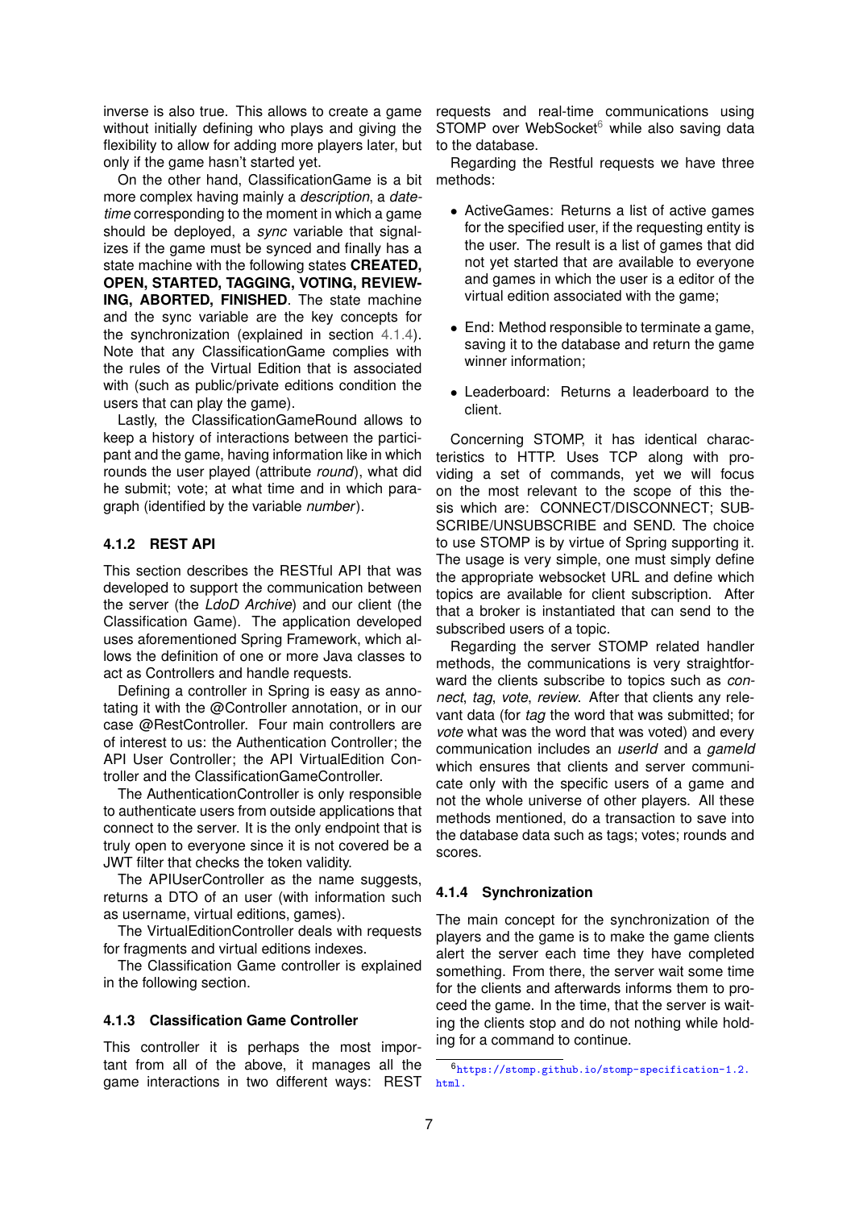inverse is also true. This allows to create a game without initially defining who plays and giving the flexibility to allow for adding more players later, but only if the game hasn't started yet.

On the other hand, ClassificationGame is a bit more complex having mainly a *description*, a *datetime* corresponding to the moment in which a game should be deployed, a *sync* variable that signalizes if the game must be synced and finally has a state machine with the following states **CREATED, OPEN, STARTED, TAGGING, VOTING, REVIEWING, ABORTED, FINISHED**. The state machine and the sync variable are the key concepts for the synchronization (explained in section 4.1.4). Note that any ClassificationGame complies with the rules of the Virtual Edition that is associated with (such as public/private editions condition the users that can play the game).

Lastly, the ClassificationGameRound allows to keep a history of interactions between the participant and the game, having information like in which rounds the user played (attribute *round*), what did he submit; vote; at what time and in which paragraph (identified by the variable *number*).

### 4.1.2 REST API

This section describes the RESTful API that was developed to support the communication between the server (the *LdoD Archive*) and our client (the Classification Game). The application developed uses aforementioned Spring Framework, which allows the definition of one or more Java classes to act as Controllers and handle requests.

Defining a controller in Spring is easy as annotating it with the @Controller annotation, or in our case @RestController. Four main controllers are of interest to us: the Authentication Controller; the API User Controller; the API VirtualEdition Controller and the ClassificationGameController.

The AuthenticationController is only responsible to authenticate users from outside applications that connect to the server. It is the only endpoint that is truly open to everyone since it is not covered be a JWT filter that checks the token validity.

The APIUserController as the name suggests, returns a DTO of an user (with information such as username, virtual editions, games).

The VirtualEditionController deals with requests for fragments and virtual editions indexes.

The Classification Game controller is explained in the following section.

### 4.1.3 Classification Game Controller

This controller it is perhaps the most important from all of the above, it manages all the game interactions in two different ways: REST requests and real-time communications using STOMP over WebSocket[6] while also saving data to the database.

Regarding the Restful requests we have three methods:

- ActiveGames: Returns a list of active games for the specified user, if the requesting entity is the user. The result is a list of games that did not yet started that are available to everyone and games in which the user is a editor of the virtual edition associated with the game;
- End: Method responsible to terminate a game, saving it to the database and return the game winner information;
- Leaderboard: Returns a leaderboard to the client.

Concerning STOMP, it has identical characteristics to HTTP. Uses TCP along with providing a set of commands, yet we will focus on the most relevant to the scope of this thesis which are: CONNECT/DISCONNECT; SUBSCRIBE/UNSUBSCRIBE and SEND. The choice to use STOMP is by virtue of Spring supporting it. The usage is very simple, one must simply define the appropriate websocket URL and define which topics are available for client subscription. After that a broker is instantiated that can send to the subscribed users of a topic.

Regarding the server STOMP related handler methods, the communications is very straightforward the clients subscribe to topics such as *connect*, *tag*, *vote*, *review*. After that clients any relevant data (for *tag* the word that was submitted; for *vote* what was the word that was voted) and every communication includes an *userId* and a *gameId* which ensures that clients and server communicate only with the specific users of a game and not the whole universe of other players. All these methods mentioned, do a transaction to save into the database data such as tags; votes; rounds and scores.

### 4.1.4 Synchronization

The main concept for the synchronization of the players and the game is to make the game clients alert the server each time they have completed something. From there, the server wait some time for the clients and afterwards informs them to proceed the game. In the time, that the server is waiting the clients stop and do not nothing while holding for a command to continue.

[6] https://stomp.github.io/stomp-specification-1.2.html.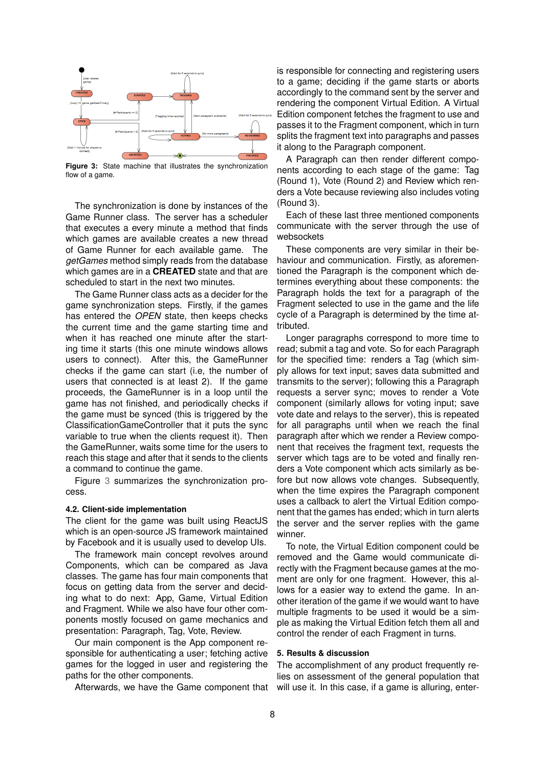Figure 3: State machine that illustrates the synchronization flow of a game.

The synchronization is done by instances of the Game Runner class. The server has a scheduler that executes a every minute a method that finds which games are available creates a new thread of Game Runner for each available game. The *getGames* method simply reads from the database which games are in a **CREATED** state and that are scheduled to start in the next two minutes.

The Game Runner class acts as a decider for the game synchronization steps. Firstly, if the games has entered the *OPEN* state, then keeps checks the current time and the game starting time and when it has reached one minute after the starting time it starts (this one minute windows allows users to connect). After this, the GameRunner checks if the game can start (i.e, the number of users that connected is at least 2). If the game proceeds, the GameRunner is in a loop until the game has not finished, and periodically checks if the game must be synced (this is triggered by the ClassificationGameController that it puts the sync variable to true when the clients request it). Then the GameRunner, waits some time for the users to reach this stage and after that it sends to the clients a command to continue the game.

Figure 3 summarizes the synchronization process.

### 4.2. Client-side implementation

The client for the game was built using ReactJS which is an open-source JS framework maintained by Facebook and it is usually used to develop UIs.

The framework main concept revolves around Components, which can be compared as Java classes. The game has four main components that focus on getting data from the server and deciding what to do next: App, Game, Virtual Edition and Fragment. While we also have four other components mostly focused on game mechanics and presentation: Paragraph, Tag, Vote, Review.

Our main component is the App component responsible for authenticating a user; fetching active games for the logged in user and registering the paths for the other components.

Afterwards, we have the Game component that is responsible for connecting and registering users to a game; deciding if the game starts or aborts accordingly to the command sent by the server and rendering the component Virtual Edition. A Virtual Edition component fetches the fragment to use and passes it to the Fragment component, which in turn splits the fragment text into paragraphs and passes it along to the Paragraph component.

A Paragraph can then render different components according to each stage of the game: Tag (Round 1), Vote (Round 2) and Review which renders a Vote because reviewing also includes voting (Round 3).

Each of these last three mentioned components communicate with the server through the use of websockets

These components are very similar in their behaviour and communication. Firstly, as aforementioned the Paragraph is the component which determines everything about these components: the Paragraph holds the text for a paragraph of the Fragment selected to use in the game and the life cycle of a Paragraph is determined by the time attributed.

Longer paragraphs correspond to more time to read; submit a tag and vote. So for each Paragraph for the specified time: renders a Tag (which simply allows for text input; saves data submitted and transmits to the server); following this a Paragraph requests a server sync; moves to render a Vote component (similarly allows for voting input; save vote date and relays to the server), this is repeated for all paragraphs until when we reach the final paragraph after which we render a Review component that receives the fragment text, requests the server which tags are to be voted and finally renders a Vote component which acts similarly as before but now allows vote changes. Subsequently, when the time expires the Paragraph component uses a callback to alert the Virtual Edition component that the games has ended; which in turn alerts the server and the server replies with the game winner.

To note, the Virtual Edition component could be removed and the Game would communicate directly with the Fragment because games at the moment are only for one fragment. However, this allows for a easier way to extend the game. In another iteration of the game if we would want to have multiple fragments to be used it would be a simple as making the Virtual Edition fetch them all and control the render of each Fragment in turns.

## 5. Results & discussion

The accomplishment of any product frequently relies on assessment of the general population that will use it. In this case, if a game is alluring, enter-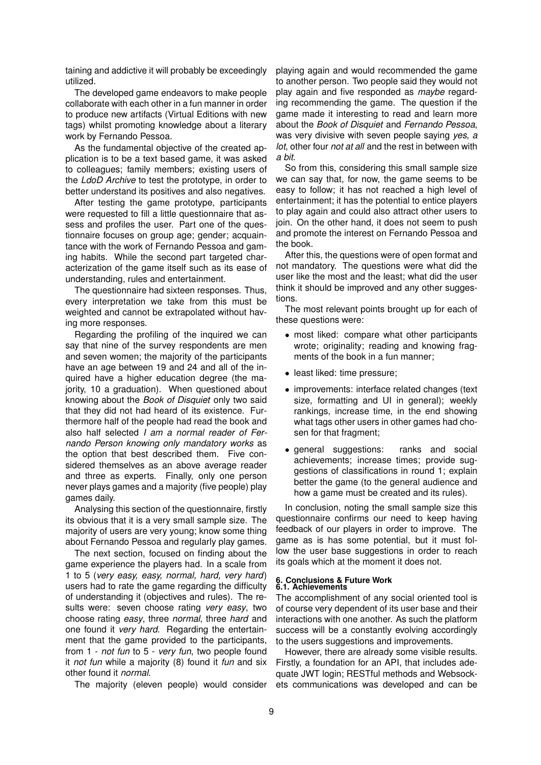taining and addictive it will probably be exceedingly utilized.

The developed game endeavors to make people collaborate with each other in a fun manner in order to produce new artifacts (Virtual Editions with new tags) whilst promoting knowledge about a literary work by Fernando Pessoa.

As the fundamental objective of the created application is to be a text based game, it was asked to colleagues; family members; existing users of the *LdoD Archive* to test the prototype, in order to better understand its positives and also negatives.

After testing the game prototype, participants were requested to fill a little questionnaire that assess and profiles the user. Part one of the questionnaire focuses on group age; gender; acquaintance with the work of Fernando Pessoa and gaming habits. While the second part targeted characterization of the game itself such as its ease of understanding, rules and entertainment.

The questionnaire had sixteen responses. Thus, every interpretation we take from this must be weighted and cannot be extrapolated without having more responses.

Regarding the profiling of the inquired we can say that nine of the survey respondents are men and seven women; the majority of the participants have an age between 19 and 24 and all of the inquired have a higher education degree (the majority, 10 a graduation). When questioned about knowing about the *Book of Disquiet* only two said that they did not had heard of its existence. Furthermore half of the people had read the book and also half selected *I am a normal reader of Fernando Person knowing only mandatory works* as the option that best described them. Five considered themselves as an above average reader and three as experts. Finally, only one person never plays games and a majority (five people) play games daily.

Analysing this section of the questionnaire, firstly its obvious that it is a very small sample size. The majority of users are very young; know some thing about Fernando Pessoa and regularly play games.

The next section, focused on finding about the game experience the players had. In a scale from 1 to 5 (*very easy, easy, normal, hard, very hard*) users had to rate the game regarding the difficulty of understanding it (objectives and rules). The results were: seven choose rating *very easy*, two choose rating *easy*, three *normal*, three *hard* and one found it *very hard*. Regarding the entertainment that the game provided to the participants, from 1 - *not fun* to 5 - *very fun*, two people found it *not fun* while a majority (8) found it *fun* and six other found it *normal*.

The majority (eleven people) would consider playing again and would recommended the game to another person. Two people said they would not play again and five responded as *maybe* regarding recommending the game. The question if the game made it interesting to read and learn more about the *Book of Disquiet* and *Fernando Pessoa*, was very divisive with seven people saying *yes, a lot*, other four *not at all* and the rest in between with *a bit*.

So from this, considering this small sample size we can say that, for now, the game seems to be easy to follow; it has not reached a high level of entertainment; it has the potential to entice players to play again and could also attract other users to join. On the other hand, it does not seem to push and promote the interest on Fernando Pessoa and the book.

After this, the questions were of open format and not mandatory. The questions were what did the user like the most and the least; what did the user think it should be improved and any other suggestions.

The most relevant points brought up for each of these questions were:

- most liked: compare what other participants wrote; originality; reading and knowing fragments of the book in a fun manner;
- least liked: time pressure;
- improvements: interface related changes (text size, formatting and UI in general); weekly rankings, increase time, in the end showing what tags other users in other games had chosen for that fragment;
- general suggestions: ranks and social achievements; increase times; provide suggestions of classifications in round 1; explain better the game (to the general audience and how a game must be created and its rules).

In conclusion, noting the small sample size this questionnaire confirms our need to keep having feedback of our players in order to improve. The game as is has some potential, but it must follow the user base suggestions in order to reach its goals which at the moment it does not.

# 6. Conclusions & Future Work

## 6.1. Achievements

The accomplishment of any social oriented tool is of course very dependent of its user base and their interactions with one another. As such the platform success will be a constantly evolving accordingly to the users suggestions and improvements.

However, there are already some visible results. Firstly, a foundation for an API, that includes adequate JWT login; RESTful methods and Websockets communications was developed and can be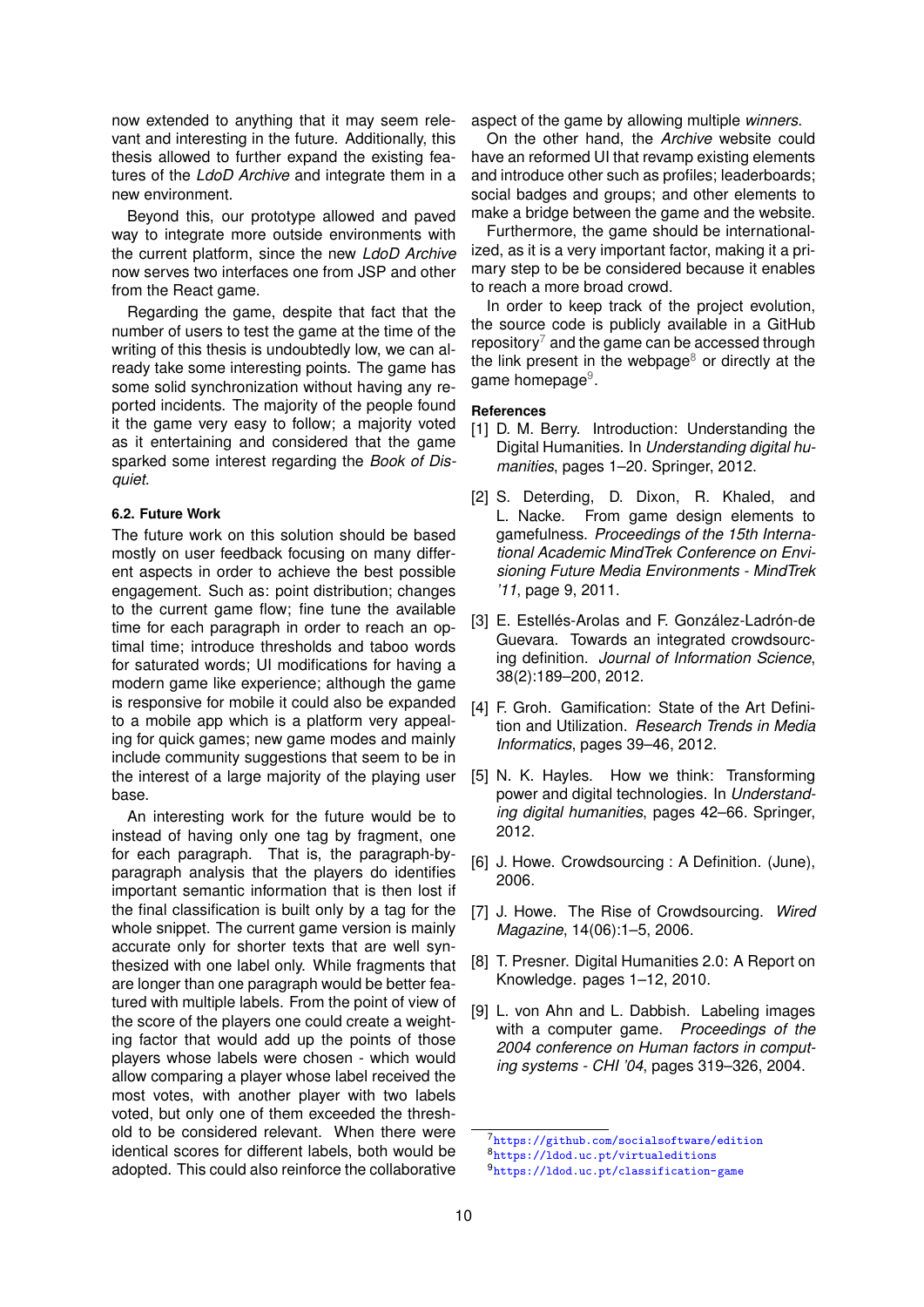now extended to anything that it may seem relevant and interesting in the future. Additionally, this thesis allowed to further expand the existing features of the *LdoD Archive* and integrate them in a new environment.

Beyond this, our prototype allowed and paved way to integrate more outside environments with the current platform, since the new *LdoD Archive* now serves two interfaces one from JSP and other from the React game.

Regarding the game, despite that fact that the number of users to test the game at the time of the writing of this thesis is undoubtedly low, we can already take some interesting points. The game has some solid synchronization without having any reported incidents. The majority of the people found it the game very easy to follow; a majority voted as it entertaining and considered that the game sparked some interest regarding the *Book of Disquiet*.

### 6.2. Future Work

The future work on this solution should be based mostly on user feedback focusing on many different aspects in order to achieve the best possible engagement. Such as: point distribution; changes to the current game flow; fine tune the available time for each paragraph in order to reach an optimal time; introduce thresholds and taboo words for saturated words; UI modifications for having a modern game like experience; although the game is responsive for mobile it could also be expanded to a mobile app which is a platform very appealing for quick games; new game modes and mainly include community suggestions that seem to be in the interest of a large majority of the playing user base.

An interesting work for the future would be to instead of having only one tag by fragment, one for each paragraph. That is, the paragraph-by-paragraph analysis that the players do identifies important semantic information that is then lost if the final classification is built only by a tag for the whole snippet. The current game version is mainly accurate only for shorter texts that are well synthesized with one label only. While fragments that are longer than one paragraph would be better featured with multiple labels. From the point of view of the score of the players one could create a weighting factor that would add up the points of those players whose labels were chosen - which would allow comparing a player whose label received the most votes, with another player with two labels voted, but only one of them exceeded the threshold to be considered relevant. When there were identical scores for different labels, both would be adopted. This could also reinforce the collaborative aspect of the game by allowing multiple *winners*.

On the other hand, the *Archive* website could have an reformed UI that revamp existing elements and introduce other such as profiles; leaderboards; social badges and groups; and other elements to make a bridge between the game and the website.

Furthermore, the game should be internationalized, as it is a very important factor, making it a primary step to be be considered because it enables to reach a more broad crowd.

In order to keep track of the project evolution, the source code is publicly available in a GitHub repository[7] and the game can be accessed through the link present in the webpage[8] or directly at the game homepage[9].

### References

[1] D. M. Berry. Introduction: Understanding the Digital Humanities. In *Understanding digital humanities*, pages 1–20. Springer, 2012.

[2] S. Deterding, D. Dixon, R. Khaled, and L. Nacke. From game design elements to gamefulness. *Proceedings of the 15th International Academic MindTrek Conference on Envisioning Future Media Environments - MindTrek '11*, page 9, 2011.

[3] E. Estellés-Arolas and F. González-Ladrón-de Guevara. Towards an integrated crowdsourcing definition. *Journal of Information Science*, 38(2):189–200, 2012.

[4] F. Groh. Gamification: State of the Art Definition and Utilization. *Research Trends in Media Informatics*, pages 39–46, 2012.

[5] N. K. Hayles. How we think: Transforming power and digital technologies. In *Understanding digital humanities*, pages 42–66. Springer, 2012.

[6] J. Howe. Crowdsourcing : A Definition. (June), 2006.

[7] J. Howe. The Rise of Crowdsourcing. *Wired Magazine*, 14(06):1–5, 2006.

[8] T. Presner. Digital Humanities 2.0: A Report on Knowledge. pages 1–12, 2010.

[9] L. von Ahn and L. Dabbish. Labeling images with a computer game. *Proceedings of the 2004 conference on Human factors in computing systems - CHI '04*, pages 319–326, 2004.

---

[7] https://github.com/socialsoftware/edition

[8] https://ldod.uc.pt/virtualeditions

[9] https://ldod.uc.pt/classification-game